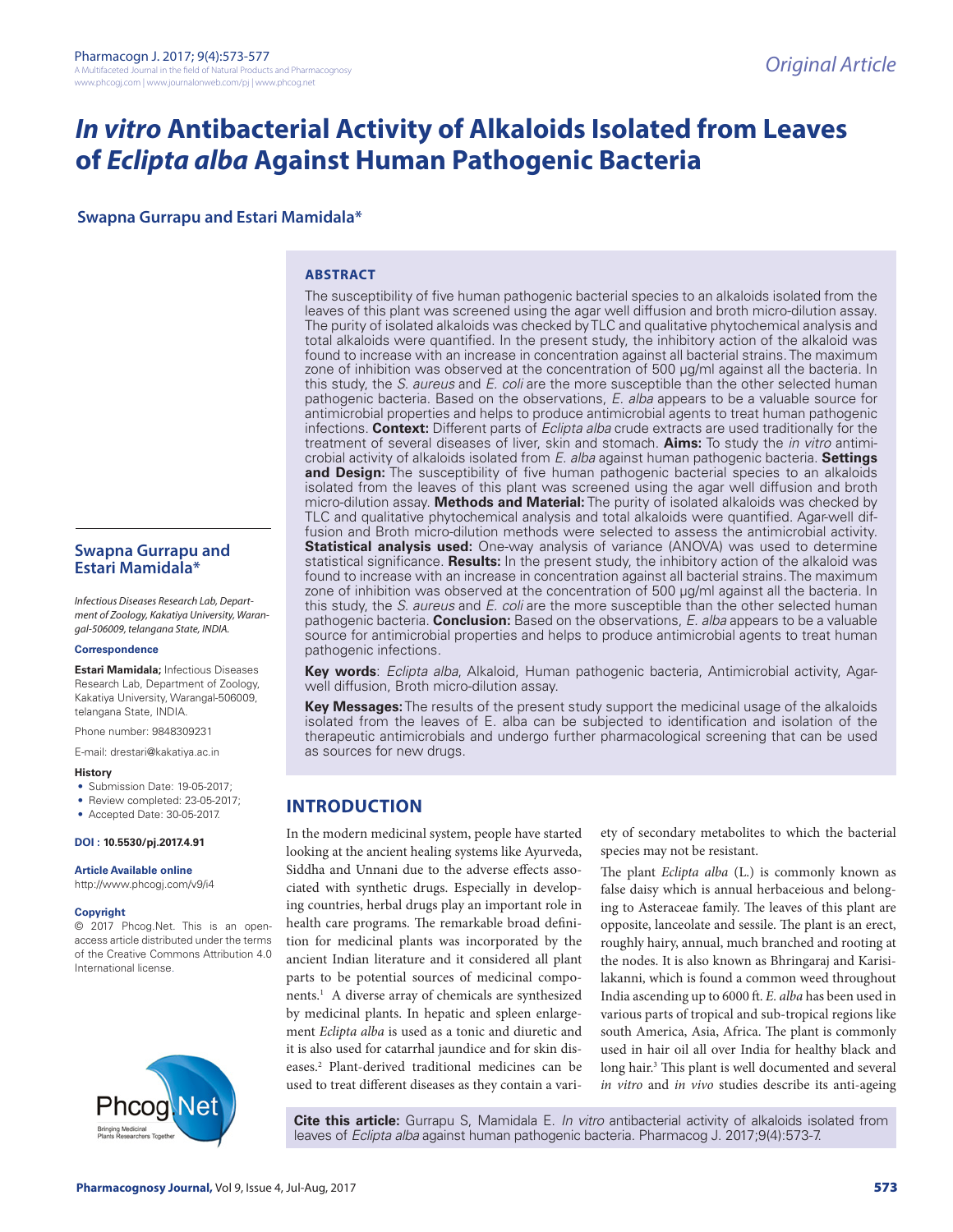# *In vitro* Antibacterial Activity of Alkaloids Isolated from Leaves of *Eclipta alba* Against Human Pathogenic Bacteria

**Swapna Gurrapu and Estari Mamidala***

## ABSTRACT

The susceptibility of five human pathogenic bacterial species to an alkaloids isolated from the leaves of this plant was screened using the agar well diffusion and broth micro-dilution assay. The purity of isolated alkaloids was checked by TLC and qualitative phytochemical analysis and total alkaloids were quantified. In the present study, the inhibitory action of the alkaloid was found to increase with an increase in concentration against all bacterial strains. The maximum zone of inhibition was observed at the concentration of 500 µg/ml against all the bacteria. In this study, the *S. aureus* and *E. coli* are the more susceptible than the other selected human pathogenic bacteria. Based on the observations, *E. alba* appears to be a valuable source for antimicrobial properties and helps to produce antimicrobial agents to treat human pathogenic infections. **Context:** Different parts of *Eclipta alba* crude extracts are used traditionally for the treatment of several diseases of liver, skin and stomach. **Aims:** To study the *in vitro* antimicrobial activity of alkaloids isolated from *E. alba* against human pathogenic bacteria. **Settings and Design:** The susceptibility of five human pathogenic bacterial species to an alkaloids isolated from the leaves of this plant was screened using the agar well diffusion and broth micro-dilution assay. **Methods and Material:** The purity of isolated alkaloids was checked by TLC and qualitative phytochemical analysis and total alkaloids were quantified. Agar-well diffusion and Broth micro-dilution methods were selected to assess the antimicrobial activity. **Statistical analysis used:** One-way analysis of variance (ANOVA) was used to determine statistical significance. **Results:** In the present study, the inhibitory action of the alkaloid was found to increase with an increase in concentration against all bacterial strains. The maximum zone of inhibition was observed at the concentration of 500 µg/ml against all the bacteria. In this study, the *S. aureus* and *E. coli* are the more susceptible than the other selected human pathogenic bacteria. **Conclusion:** Based on the observations, *E. alba* appears to be a valuable source for antimicrobial properties and helps to produce antimicrobial agents to treat human pathogenic infections.

**Key words**: *Eclipta alba*, Alkaloid, Human pathogenic bacteria, Antimicrobial activity, Agar-well diffusion, Broth micro-dilution assay.

**Key Messages:** The results of the present study support the medicinal usage of the alkaloids isolated from the leaves of E. alba can be subjected to identification and isolation of the therapeutic antimicrobials and undergo further pharmacological screening that can be used as sources for new drugs.

**Swapna Gurrapu and Estari Mamidala***

*Infectious Diseases Research Lab, Department of Zoology, Kakatiya University, Warangal-506009, telangana State, INDIA.*

**Correspondence**

**Estari Mamidala;** Infectious Diseases Research Lab, Department of Zoology, Kakatiya University, Warangal-506009, telangana State, INDIA.

Phone number: 9848309231

E-mail: drestari@kakatiya.ac.in

**History**

- Submission Date: 19-05-2017;
- Review completed: 23-05-2017;
- Accepted Date: 30-05-2017.

**DOI : 10.5530/pj.2017.4.91**

**Article Available online**

http://www.phcogj.com/v9/i4

**Copyright**

© 2017 Phcog.Net. This is an open-access article distributed under the terms of the Creative Commons Attribution 4.0 International license.

## INTRODUCTION

In the modern medicinal system, people have started looking at the ancient healing systems like Ayurveda, Siddha and Unnani due to the adverse effects associated with synthetic drugs. Especially in developing countries, herbal drugs play an important role in health care programs. The remarkable broad definition for medicinal plants was incorporated by the ancient Indian literature and it considered all plant parts to be potential sources of medicinal components.[1] A diverse array of chemicals are synthesized by medicinal plants. In hepatic and spleen enlargement *Eclipta alba* is used as a tonic and diuretic and it is also used for catarrhal jaundice and for skin diseases.[2] Plant-derived traditional medicines can be used to treat different diseases as they contain a variety of secondary metabolites to which the bacterial species may not be resistant.

The plant *Eclipta alba* (L.) is commonly known as false daisy which is annual herbaceious and belonging to Asteraceae family. The leaves of this plant are opposite, lanceolate and sessile. The plant is an erect, roughly hairy, annual, much branched and rooting at the nodes. It is also known as Bhringaraj and Karisilakanni, which is found a common weed throughout India ascending up to 6000 ft. *E. alba* has been used in various parts of tropical and sub-tropical regions like south America, Asia, Africa. The plant is commonly used in hair oil all over India for healthy black and long hair.[3] This plant is well documented and several *in vitro* and *in vivo* studies describe its anti-ageing

**Cite this article:** Gurrapu S, Mamidala E. *In vitro* antibacterial activity of alkaloids isolated from leaves of *Eclipta alba* against human pathogenic bacteria. Pharmacog J. 2017;9(4):573-7.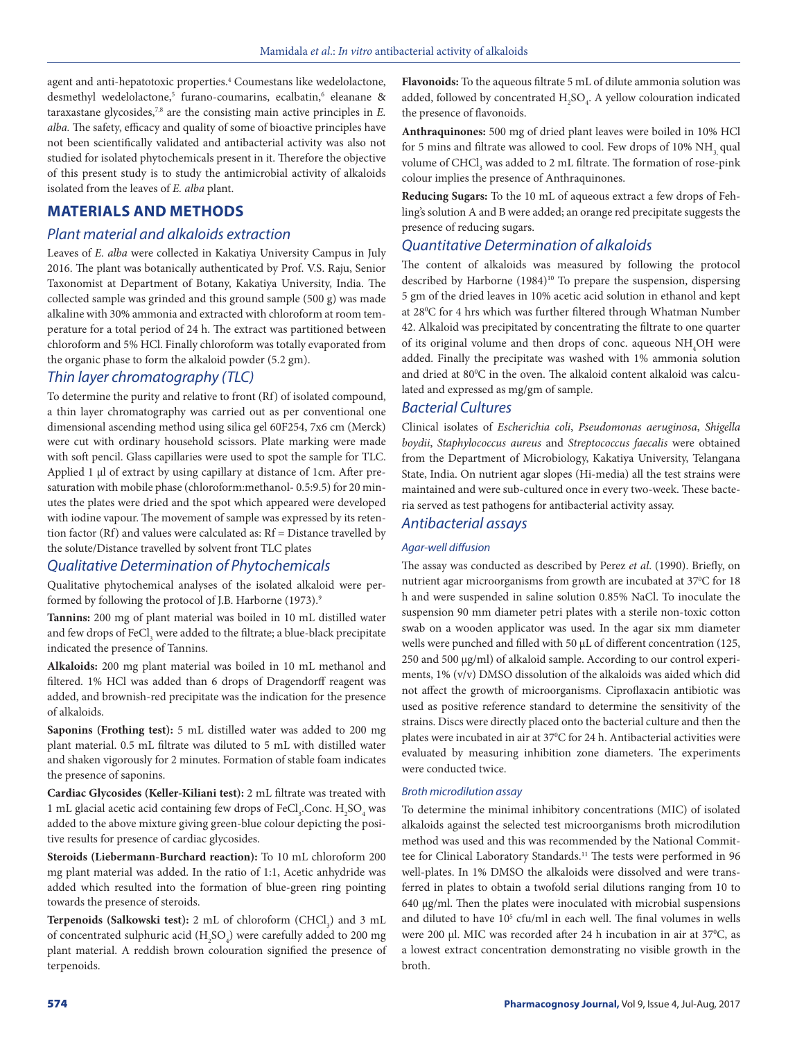agent and anti-hepatotoxic properties.[4] Coumestans like wedelolactone, desmethyl wedelolactone,[5] furano-coumarins, ecalbatin,[6] eleanane & taraxastane glycosides,[7,8] are the consisting main active principles in *E. alba*. The safety, efficacy and quality of some of bioactive principles have not been scientifically validated and antibacterial activity was also not studied for isolated phytochemicals present in it. Therefore the objective of this present study is to study the antimicrobial activity of alkaloids isolated from the leaves of *E. alba* plant.

## MATERIALS AND METHODS

### Plant material and alkaloids extraction

Leaves of *E. alba* were collected in Kakatiya University Campus in July 2016. The plant was botanically authenticated by Prof. V.S. Raju, Senior Taxonomist at Department of Botany, Kakatiya University, India. The collected sample was grinded and this ground sample (500 g) was made alkaline with 30% ammonia and extracted with chloroform at room temperature for a total period of 24 h. The extract was partitioned between chloroform and 5% HCl. Finally chloroform was totally evaporated from the organic phase to form the alkaloid powder (5.2 gm).

### Thin layer chromatography (TLC)

To determine the purity and relative to front (Rf) of isolated compound, a thin layer chromatography was carried out as per conventional one dimensional ascending method using silica gel 60F254, 7x6 cm (Merck) were cut with ordinary household scissors. Plate marking were made with soft pencil. Glass capillaries were used to spot the sample for TLC. Applied 1 µl of extract by using capillary at distance of 1cm. After presaturation with mobile phase (chloroform:methanol- 0.5:9.5) for 20 minutes the plates were dried and the spot which appeared were developed with iodine vapour. The movement of sample was expressed by its retention factor (Rf) and values were calculated as: Rf = Distance travelled by the solute/Distance travelled by solvent front TLC plates

### Qualitative Determination of Phytochemicals

Qualitative phytochemical analyses of the isolated alkaloid were performed by following the protocol of J.B. Harborne (1973).[9]

**Tannins:** 200 mg of plant material was boiled in 10 mL distilled water and few drops of $FeCl_3$ were added to the filtrate; a blue-black precipitate indicated the presence of Tannins.

**Alkaloids:** 200 mg plant material was boiled in 10 mL methanol and filtered. 1% HCl was added than 6 drops of Dragendorff reagent was added, and brownish-red precipitate was the indication for the presence of alkaloids.

**Saponins (Frothing test):** 5 mL distilled water was added to 200 mg plant material. 0.5 mL filtrate was diluted to 5 mL with distilled water and shaken vigorously for 2 minutes. Formation of stable foam indicates the presence of saponins.

**Cardiac Glycosides (Keller-Kiliani test):** 2 mL filtrate was treated with 1 mL glacial acetic acid containing few drops of $FeCl_3$.Conc. $H_2SO_4$ was added to the above mixture giving green-blue colour depicting the positive results for presence of cardiac glycosides.

**Steroids (Liebermann-Burchard reaction):** To 10 mL chloroform 200 mg plant material was added. In the ratio of 1:1, Acetic anhydride was added which resulted into the formation of blue-green ring pointing towards the presence of steroids.

**Terpenoids (Salkowski test):** 2 mL of chloroform ($CHCl_3$) and 3 mL of concentrated sulphuric acid ($H_2SO_4$) were carefully added to 200 mg plant material. A reddish brown colouration signified the presence of terpenoids.

**Flavonoids:** To the aqueous filtrate 5 mL of dilute ammonia solution was added, followed by concentrated $H_2SO_4$. A yellow colouration indicated the presence of flavonoids.

**Anthraquinones:** 500 mg of dried plant leaves were boiled in 10% HCl for 5 mins and filtrate was allowed to cool. Few drops of 10% $NH_3$ qual volume of $CHCl_3$ was added to 2 mL filtrate. The formation of rose-pink colour implies the presence of Anthraquinones.

**Reducing Sugars:** To the 10 mL of aqueous extract a few drops of Fehling's solution A and B were added; an orange red precipitate suggests the presence of reducing sugars.

### Quantitative Determination of alkaloids

The content of alkaloids was measured by following the protocol described by Harborne (1984)[10] To prepare the suspension, dispersing 5 gm of the dried leaves in 10% acetic acid solution in ethanol and kept at 28°C for 4 hrs which was further filtered through Whatman Number 42. Alkaloid was precipitated by concentrating the filtrate to one quarter of its original volume and then drops of conc. aqueous $NH_4OH$ were added. Finally the precipitate was washed with 1% ammonia solution and dried at 80°C in the oven. The alkaloid content alkaloid was calculated and expressed as mg/gm of sample.

### Bacterial Cultures

Clinical isolates of *Escherichia coli*, *Pseudomonas aeruginosa*, *Shigella boydii*, *Staphylococcus aureus* and *Streptococcus faecalis* were obtained from the Department of Microbiology, Kakatiya University, Telangana State, India. On nutrient agar slopes (Hi-media) all the test strains were maintained and were sub-cultured once in every two-week. These bacteria served as test pathogens for antibacterial activity assay.

### Antibacterial assays

#### Agar-well diffusion

The assay was conducted as described by Perez *et al*. (1990). Briefly, on nutrient agar microorganisms from growth are incubated at 37°C for 18 h and were suspended in saline solution 0.85% NaCl. To inoculate the suspension 90 mm diameter petri plates with a sterile non-toxic cotton swab on a wooden applicator was used. In the agar six mm diameter wells were punched and filled with 50 µL of different concentration (125, 250 and 500 µg/ml) of alkaloid sample. According to our control experiments, 1% (v/v) DMSO dissolution of the alkaloids was aided which did not affect the growth of microorganisms. Ciproflaxacin antibiotic was used as positive reference standard to determine the sensitivity of the strains. Discs were directly placed onto the bacterial culture and then the plates were incubated in air at 37°C for 24 h. Antibacterial activities were evaluated by measuring inhibition zone diameters. The experiments were conducted twice.

#### Broth microdilution assay

To determine the minimal inhibitory concentrations (MIC) of isolated alkaloids against the selected test microorganisms broth microdilution method was used and this was recommended by the National Committee for Clinical Laboratory Standards.[11] The tests were performed in 96 well-plates. In 1% DMSO the alkaloids were dissolved and were transferred in plates to obtain a twofold serial dilutions ranging from 10 to 640 µg/ml. Then the plates were inoculated with microbial suspensions and diluted to have $10^5$ cfu/ml in each well. The final volumes in wells were 200 µl. MIC was recorded after 24 h incubation in air at 37°C, as a lowest extract concentration demonstrating no visible growth in the broth.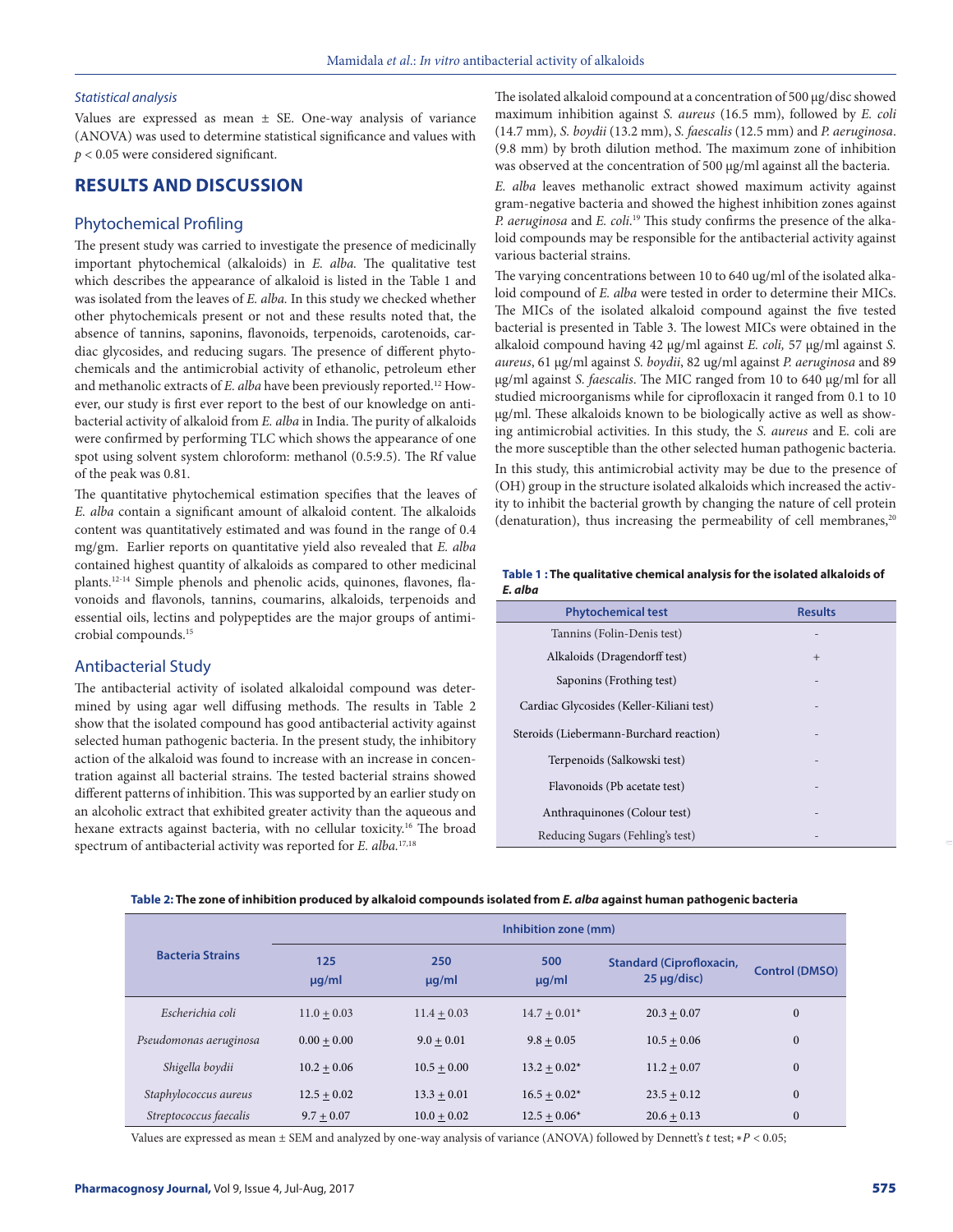### *Statistical analysis*

Values are expressed as mean ± SE. One-way analysis of variance (ANOVA) was used to determine statistical significance and values with $p < 0.05$ were considered significant.

## RESULTS AND DISCUSSION

### Phytochemical Profiling

The present study was carried to investigate the presence of medicinally important phytochemical (alkaloids) in *E. alba.* The qualitative test which describes the appearance of alkaloid is listed in the Table 1 and was isolated from the leaves of *E. alba.* In this study we checked whether other phytochemicals present or not and these results noted that, the absence of tannins, saponins, flavonoids, terpenoids, carotenoids, cardiac glycosides, and reducing sugars. The presence of different phytochemicals and the antimicrobial activity of ethanolic, petroleum ether and methanolic extracts of *E. alba* have been previously reported.[12] However, our study is first ever report to the best of our knowledge on antibacterial activity of alkaloid from *E. alba* in India. The purity of alkaloids were confirmed by performing TLC which shows the appearance of one spot using solvent system chloroform: methanol (0.5:9.5). The Rf value of the peak was 0.81.

The quantitative phytochemical estimation specifies that the leaves of *E. alba* contain a significant amount of alkaloid content. The alkaloids content was quantitatively estimated and was found in the range of 0.4 mg/gm. Earlier reports on quantitative yield also revealed that *E. alba* contained highest quantity of alkaloids as compared to other medicinal plants.[12-14] Simple phenols and phenolic acids, quinones, flavones, flavonoids and flavonols, tannins, coumarins, alkaloids, terpenoids and essential oils, lectins and polypeptides are the major groups of antimicrobial compounds.[15]

### Antibacterial Study

The antibacterial activity of isolated alkaloidal compound was determined by using agar well diffusing methods. The results in Table 2 show that the isolated compound has good antibacterial activity against selected human pathogenic bacteria. In the present study, the inhibitory action of the alkaloid was found to increase with an increase in concentration against all bacterial strains. The tested bacterial strains showed different patterns of inhibition. This was supported by an earlier study on an alcoholic extract that exhibited greater activity than the aqueous and hexane extracts against bacteria, with no cellular toxicity.[16] The broad spectrum of antibacterial activity was reported for *E. alba.*[17,18]

The isolated alkaloid compound at a concentration of 500 µg/disc showed maximum inhibition against *S. aureus* (16.5 mm), followed by *E. coli* (14.7 mm), *S. boydii* (13.2 mm), *S. faescalis* (12.5 mm) and *P. aeruginosa*. (9.8 mm) by broth dilution method. The maximum zone of inhibition was observed at the concentration of 500 µg/ml against all the bacteria.

*E. alba* leaves methanolic extract showed maximum activity against gram-negative bacteria and showed the highest inhibition zones against *P. aeruginosa* and *E. coli.*[19] This study confirms the presence of the alkaloid compounds may be responsible for the antibacterial activity against various bacterial strains.

The varying concentrations between 10 to 640 ug/ml of the isolated alkaloid compound of *E. alba* were tested in order to determine their MICs. The MICs of the isolated alkaloid compound against the five tested bacterial is presented in Table 3. The lowest MICs were obtained in the alkaloid compound having 42 µg/ml against *E. coli,* 57 µg/ml against *S. aureus*, 61 µg/ml against *S. boydii*, 82 ug/ml against *P. aeruginosa* and 89 µg/ml against *S. faescalis*. The MIC ranged from 10 to 640 µg/ml for all studied microorganisms while for ciprofloxacin it ranged from 0.1 to 10 µg/ml. These alkaloids known to be biologically active as well as showing antimicrobial activities. In this study, the *S. aureus* and E. coli are the more susceptible than the other selected human pathogenic bacteria.

In this study, this antimicrobial activity may be due to the presence of (OH) group in the structure isolated alkaloids which increased the activity to inhibit the bacterial growth by changing the nature of cell protein (denaturation), thus increasing the permeability of cell membranes,[20]

**Table 1 : The qualitative chemical analysis for the isolated alkaloids of *E. alba***

| Phytochemical test | Results |
|---|---|
| Tannins (Folin-Denis test) | - |
| Alkaloids (Dragendorff test) | + |
| Saponins (Frothing test) | - |
| Cardiac Glycosides (Keller-Kiliani test) | - |
| Steroids (Liebermann-Burchard reaction) | - |
| Terpenoids (Salkowski test) | - |
| Flavonoids (Pb acetate test) | - |
| Anthraquinones (Colour test) | - |
| Reducing Sugars (Fehling's test) | - |

**Table 2: The zone of inhibition produced by alkaloid compounds isolated from *E. alba* against human pathogenic bacteria**

| Bacteria Strains | Inhibition zone (mm) | | | | |
|---|---|---|---|---|---|
| | 125 µg/ml | 250 µg/ml | 500 µg/ml | Standard (Ciprofloxacin, 25 µg/disc) | Control (DMSO) |
| *Escherichia coli* | 11.0 ± 0.03 | 11.4 ± 0.03 | 14.7 ± 0.01* | 20.3 ± 0.07 | 0 |
| *Pseudomonas aeruginosa* | 0.00 ± 0.00 | 9.0 ± 0.01 | 9.8 ± 0.05 | 10.5 ± 0.06 | 0 |
| *Shigella boydii* | 10.2 ± 0.06 | 10.5 ± 0.00 | 13.2 ± 0.02* | 11.2 ± 0.07 | 0 |
| *Staphylococcus aureus* | 12.5 ± 0.02 | 13.3 ± 0.01 | 16.5 ± 0.02* | 23.5 ± 0.12 | 0 |
| *Streptococcus faecalis* | 9.7 ± 0.07 | 10.0 ± 0.02 | 12.5 ± 0.06* | 20.6 ± 0.13 | 0 |

Values are expressed as mean ± SEM and analyzed by one-way analysis of variance (ANOVA) followed by Dennett's *t* test; $*P < 0.05$;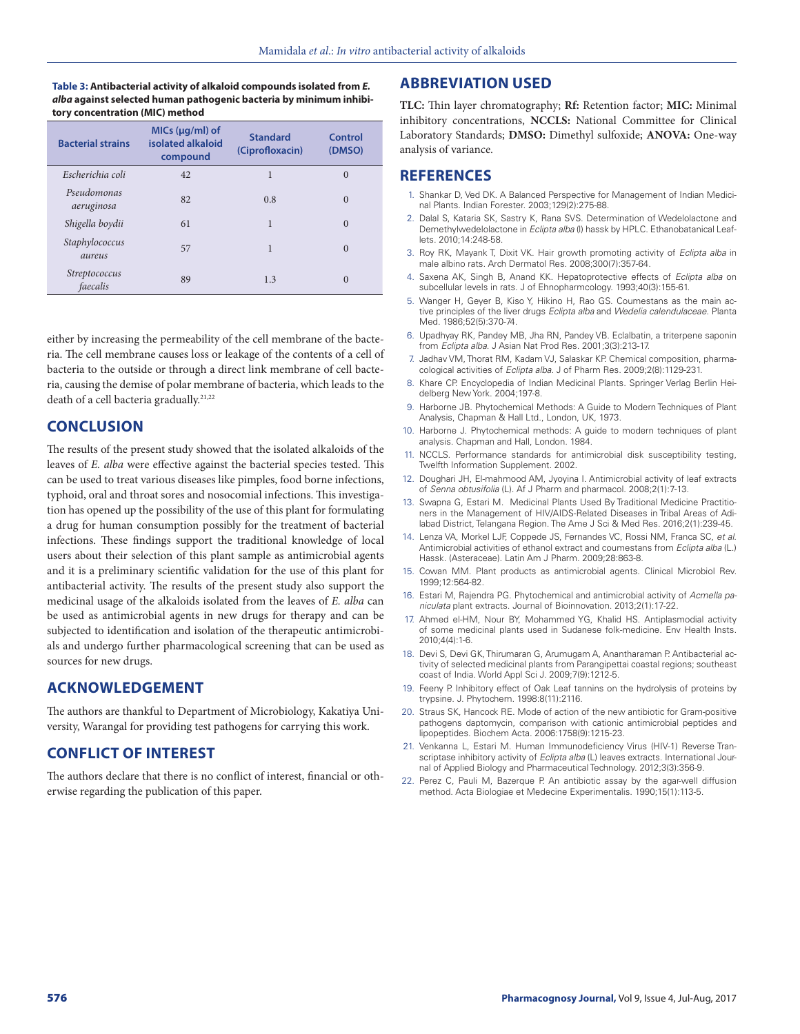**Table 3: Antibacterial activity of alkaloid compounds isolated from *E. alba* against selected human pathogenic bacteria by minimum inhibitory concentration (MIC) method**

| Bacterial strains | MICs (µg/ml) of isolated alkaloid compound | Standard (Ciprofloxacin) | Control (DMSO) |
|---|---|---|---|
| *Escherichia coli* | 42 | 1 | 0 |
| *Pseudomonas aeruginosa* | 82 | 0.8 | 0 |
| *Shigella boydii* | 61 | 1 | 0 |
| *Staphylococcus aureus* | 57 | 1 | 0 |
| *Streptococcus faecalis* | 89 | 1.3 | 0 |

either by increasing the permeability of the cell membrane of the bacteria. The cell membrane causes loss or leakage of the contents of a cell of bacteria to the outside or through a direct link membrane of cell bacteria, causing the demise of polar membrane of bacteria, which leads to the death of a cell bacteria gradually.[21,22]

## CONCLUSION

The results of the present study showed that the isolated alkaloids of the leaves of *E. alba* were effective against the bacterial species tested. This can be used to treat various diseases like pimples, food borne infections, typhoid, oral and throat sores and nosocomial infections. This investigation has opened up the possibility of the use of this plant for formulating a drug for human consumption possibly for the treatment of bacterial infections. These findings support the traditional knowledge of local users about their selection of this plant sample as antimicrobial agents and it is a preliminary scientific validation for the use of this plant for antibacterial activity. The results of the present study also support the medicinal usage of the alkaloids isolated from the leaves of *E. alba* can be used as antimicrobial agents in new drugs for therapy and can be subjected to identification and isolation of the therapeutic antimicrobials and undergo further pharmacological screening that can be used as sources for new drugs.

## ACKNOWLEDGEMENT

The authors are thankful to Department of Microbiology, Kakatiya University, Warangal for providing test pathogens for carrying this work.

## CONFLICT OF INTEREST

The authors declare that there is no conflict of interest, financial or otherwise regarding the publication of this paper.

## ABBREVIATION USED

**TLC:** Thin layer chromatography; **Rf:** Retention factor; **MIC:** Minimal inhibitory concentrations, **NCCLS:** National Committee for Clinical Laboratory Standards; **DMSO:** Dimethyl sulfoxide; **ANOVA:** One-way analysis of variance.

## REFERENCES

1. Shankar D, Ved DK. A Balanced Perspective for Management of Indian Medicinal Plants. Indian Forester. 2003;129(2):275-88.
2. Dalal S, Kataria SK, Sastry K, Rana SVS. Determination of Wedelolactone and Demethylwedelolactone in *Eclipta alba* (l) hassk by HPLC. Ethanobatanical Leaflets. 2010;14:248-58.
3. Roy RK, Mayank T, Dixit VK. Hair growth promoting activity of *Eclipta alba* in male albino rats. Arch Dermatol Res. 2008;300(7):357-64.
4. Saxena AK, Singh B, Anand KK. Hepatoprotective effects of *Eclipta alba* on subcellular levels in rats. J of Ehnopharmcology. 1993;40(3):155-61.
5. Wanger H, Geyer B, Kiso Y, Hikino H, Rao GS. Coumestans as the main active principles of the liver drugs *Eclipta alba* and *Wedelia calendulaceae*. Planta Med. 1986;52(5):370-74.
6. Upadhyay RK, Pandey MB, Jha RN, Pandey VB. Eclalbatin, a triterpene saponin from *Eclipta alba*. J Asian Nat Prod Res. 2001;3(3):213-17.
7. Jadhav VM, Thorat RM, Kadam VJ, Salaskar KP. Chemical composition, pharmacological activities of *Eclipta alba*. J of Pharm Res. 2009;2(8):1129-231.
8. Khare CP. Encyclopedia of Indian Medicinal Plants. Springer Verlag Berlin Heidelberg New York. 2004;197-8.
9. Harborne JB. Phytochemical Methods: A Guide to Modern Techniques of Plant Analysis, Chapman & Hall Ltd., London, UK, 1973.
10. Harborne J. Phytochemical methods: A guide to modern techniques of plant analysis. Chapman and Hall, London. 1984.
11. NCCLS. Performance standards for antimicrobial disk susceptibility testing, Twelfth Information Supplement. 2002.
12. Doughari JH, El-mahmood AM, Jyoyina I. Antimicrobial activity of leaf extracts of *Senna obtusifolia* (L). Af J Pharm and pharmacol. 2008;2(1):7-13.
13. Swapna G, Estari M. Medicinal Plants Used By Traditional Medicine Practitioners in the Management of HIV/AIDS-Related Diseases in Tribal Areas of Adilabad District, Telangana Region. The Ame J Sci & Med Res. 2016;2(1):239-45.
14. Lenza VA, Morkel LJF, Coppede JS, Fernandes VC, Rossi NM, Franca SC, *et al.* Antimicrobial activities of ethanol extract and coumestans from *Eclipta alba* (L.) Hassk. (Asteraceae). Latin Am J Pharm. 2009;28:863-8.
15. Cowan MM. Plant products as antimicrobial agents. Clinical Microbiol Rev. 1999;12:564-82.
16. Estari M, Rajendra PG. Phytochemical and antimicrobial activity of *Acmella paniculata* plant extracts. Journal of Bioinnovation. 2013;2(1):17-22.
17. Ahmed el-HM, Nour BY, Mohammed YG, Khalid HS. Antiplasmodial activity of some medicinal plants used in Sudanese folk-medicine. Env Health Insts. 2010;4(4):1-6.
18. Devi S, Devi GK, Thirumaran G, Arumugam A, Anantharaman P. Antibacterial activity of selected medicinal plants from Parangipettai coastal regions; southeast coast of India. World Appl Sci J. 2009;7(9):1212-5.
19. Feeny P. Inhibitory effect of Oak Leaf tannins on the hydrolysis of proteins by trypsine. J. Phytochem. 1998:8(11):2116.
20. Straus SK, Hancock RE. Mode of action of the new antibiotic for Gram-positive pathogens daptomycin, comparison with cationic antimicrobial peptides and lipopeptides. Biochem Acta. 2006:1758(9):1215-23.
21. Venkanna L, Estari M. Human Immunodeficiency Virus (HIV-1) Reverse Transcriptase inhibitory activity of *Eclipta alba* (L) leaves extracts. International Journal of Applied Biology and Pharmaceutical Technology. 2012;3(3):356-9.
22. Perez C, Pauli M, Bazerque P. An antibiotic assay by the agar-well diffusion method. Acta Biologiae et Medecine Experimentalis. 1990;15(1):113-5.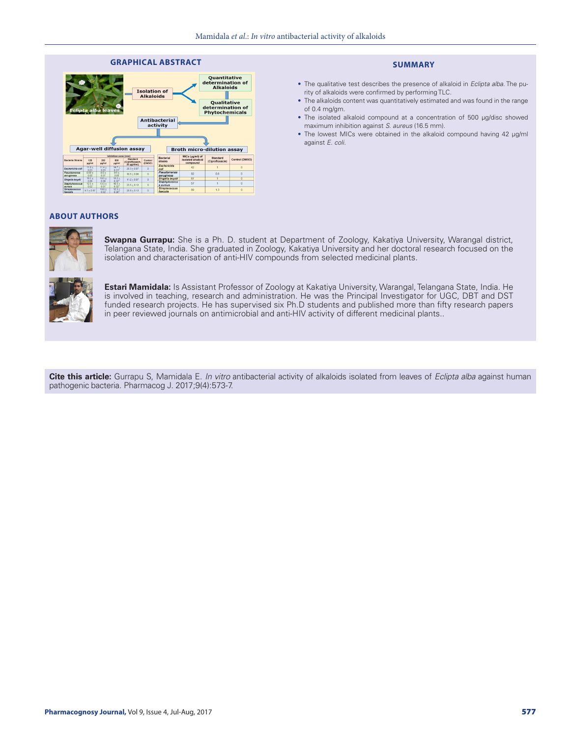## GRAPHICAL ABSTRACT

## SUMMARY

- The qualitative test describes the presence of alkaloid in *Eclipta alba*. The purity of alkaloids were confirmed by performing TLC.
- The alkaloids content was quantitatively estimated and was found in the range of 0.4 mg/gm.
- The isolated alkaloid compound at a concentration of 500 µg/disc showed maximum inhibition against *S. aureus* (16.5 mm).
- The lowest MICs were obtained in the alkaloid compound having 42 µg/ml against *E. coli*.

## ABOUT AUTHORS

**Swapna Gurrapu:** She is a Ph. D. student at Department of Zoology, Kakatiya University, Warangal district, Telangana State, India. She graduated in Zoology, Kakatiya University and her doctoral research focused on the isolation and characterisation of anti-HIV compounds from selected medicinal plants.

**Estari Mamidala:** Is Assistant Professor of Zoology at Kakatiya University, Warangal, Telangana State, India. He is involved in teaching, research and administration. He was the Principal Investigator for UGC, DBT and DST funded research projects. He has supervised six Ph.D students and published more than fifty research papers in peer reviewed journals on antimicrobial and anti-HIV activity of different medicinal plants..

**Cite this article:** Gurrapu S, Mamidala E. *In vitro* antibacterial activity of alkaloids isolated from leaves of *Eclipta alba* against human pathogenic bacteria. Pharmacog J. 2017;9(4):573-7.